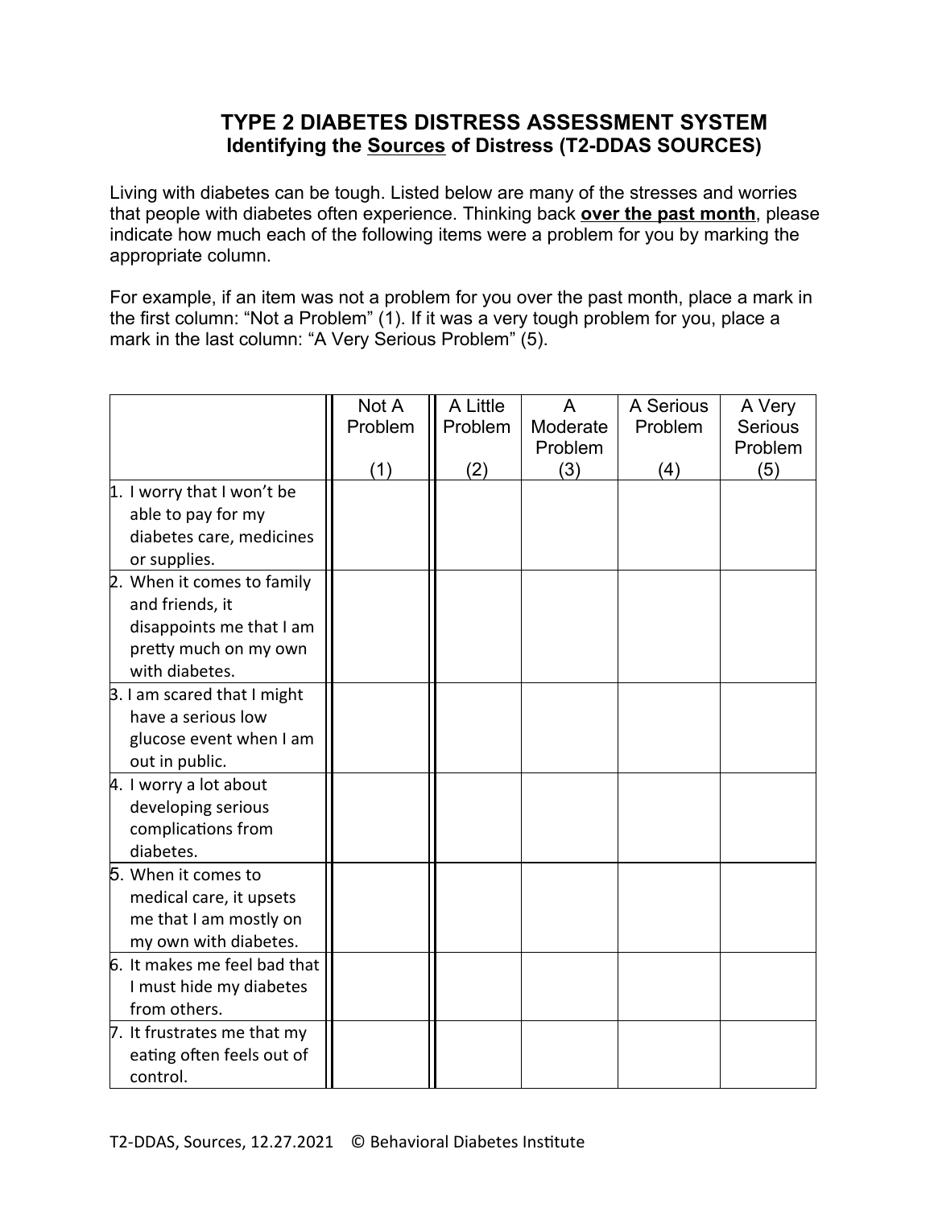# TYPE 2 DIABETES DISTRESS ASSESSMENT SYSTEM

## Identifying the <u>Sources</u> of Distress (T2-DDAS SOURCES)

Living with diabetes can be tough. Listed below are many of the stresses and worries that people with diabetes often experience. Thinking back **<u>over the past month</u>**, please indicate how much each of the following items were a problem for you by marking the appropriate column.

For example, if an item was not a problem for you over the past month, place a mark in the first column: "Not a Problem" (1). If it was a very tough problem for you, place a mark in the last column: "A Very Serious Problem" (5).

| | Not A Problem (1) | A Little Problem (2) | A Moderate Problem (3) | A Serious Problem (4) | A Very Serious Problem (5) |
|---|---|---|---|---|---|
| 1. I worry that I won't be able to pay for my diabetes care, medicines or supplies. | | | | | |
| 2. When it comes to family and friends, it disappoints me that I am pretty much on my own with diabetes. | | | | | |
| 3. I am scared that I might have a serious low glucose event when I am out in public. | | | | | |
| 4. I worry a lot about developing serious complications from diabetes. | | | | | |
| 5. When it comes to medical care, it upsets me that I am mostly on my own with diabetes. | | | | | |
| 6. It makes me feel bad that I must hide my diabetes from others. | | | | | |
| 7. It frustrates me that my eating often feels out of control. | | | | | |

T2-DDAS, Sources, 12.27.2021 © Behavioral Diabetes Institute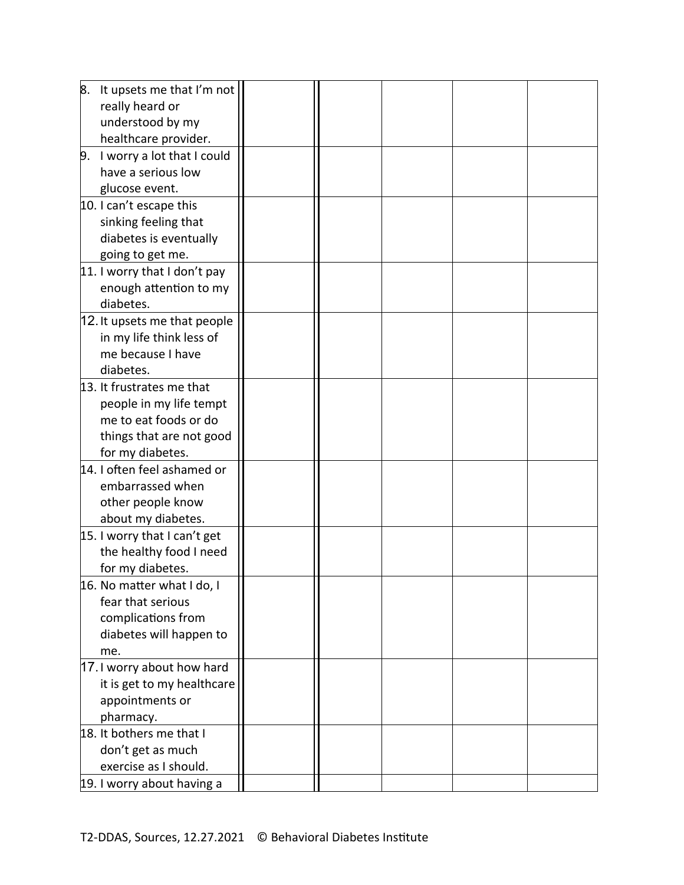| | | | | | |
|---|---|---|---|---|---|
| 8. It upsets me that I'm not really heard or understood by my healthcare provider. | | | | | |
| 9. I worry a lot that I could have a serious low glucose event. | | | | | |
| 10. I can't escape this sinking feeling that diabetes is eventually going to get me. | | | | | |
| 11. I worry that I don't pay enough attention to my diabetes. | | | | | |
| 12. It upsets me that people in my life think less of me because I have diabetes. | | | | | |
| 13. It frustrates me that people in my life tempt me to eat foods or do things that are not good for my diabetes. | | | | | |
| 14. I often feel ashamed or embarrassed when other people know about my diabetes. | | | | | |
| 15. I worry that I can't get the healthy food I need for my diabetes. | | | | | |
| 16. No matter what I do, I fear that serious complications from diabetes will happen to me. | | | | | |
| 17. I worry about how hard it is get to my healthcare appointments or pharmacy. | | | | | |
| 18. It bothers me that I don't get as much exercise as I should. | | | | | |
| 19. I worry about having a | | | | | |

T2-DDAS, Sources, 12.27.2021 © Behavioral Diabetes Institute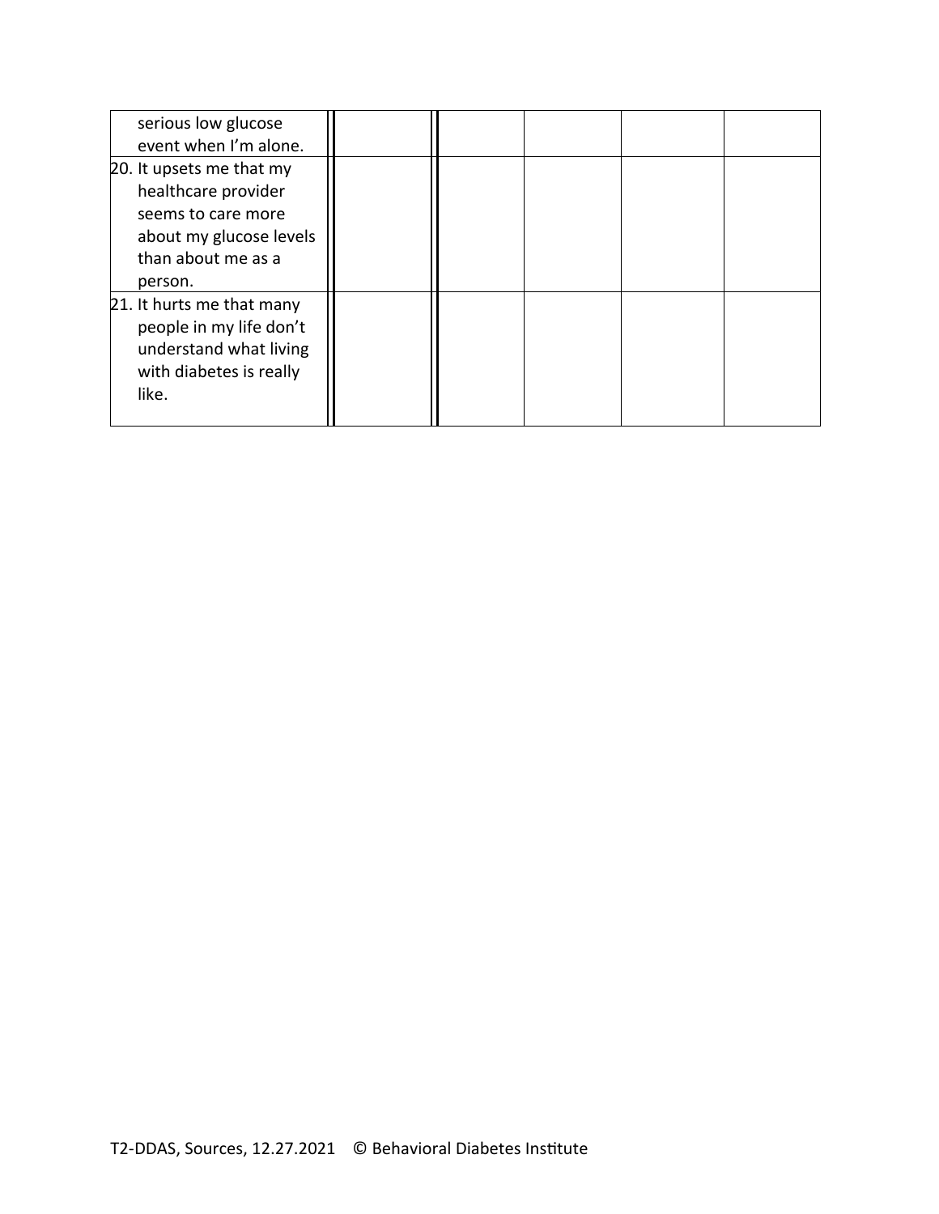| | | | | | |
|---|---|---|---|---|---|
| serious low glucose event when I'm alone. | | | | | |
| 20. It upsets me that my healthcare provider seems to care more about my glucose levels than about me as a person. | | | | | |
| 21. It hurts me that many people in my life don't understand what living with diabetes is really like. | | | | | |

T2-DDAS, Sources, 12.27.2021 © Behavioral Diabetes Institute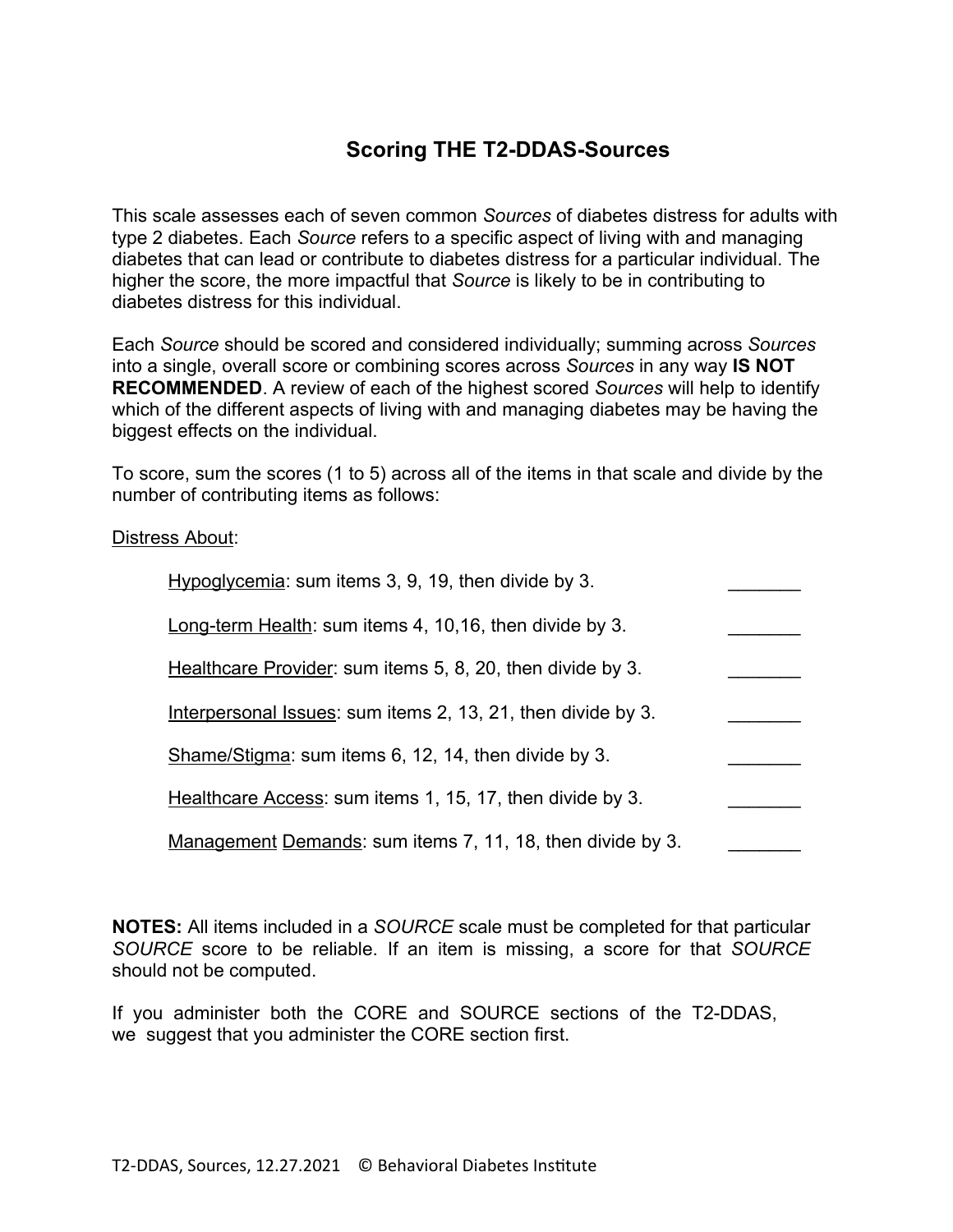## Scoring THE T2-DDAS-Sources

This scale assesses each of seven common *Sources* of diabetes distress for adults with type 2 diabetes. Each *Source* refers to a specific aspect of living with and managing diabetes that can lead or contribute to diabetes distress for a particular individual. The higher the score, the more impactful that *Source* is likely to be in contributing to diabetes distress for this individual.

Each *Source* should be scored and considered individually; summing across *Sources* into a single, overall score or combining scores across *Sources* in any way **IS NOT RECOMMENDED**. A review of each of the highest scored *Sources* will help to identify which of the different aspects of living with and managing diabetes may be having the biggest effects on the individual.

To score, sum the scores (1 to 5) across all of the items in that scale and divide by the number of contributing items as follows:

<u>Distress About</u>:

<u>Hypoglycemia</u>: sum items 3, 9, 19, then divide by 3. _______

<u>Long-term Health</u>: sum items 4, 10,16, then divide by 3. _______

<u>Healthcare Provider</u>: sum items 5, 8, 20, then divide by 3. _______

<u>Interpersonal Issues</u>: sum items 2, 13, 21, then divide by 3. _______

<u>Shame/Stigma</u>: sum items 6, 12, 14, then divide by 3. _______

<u>Healthcare Access</u>: sum items 1, 15, 17, then divide by 3. _______

<u>Management</u> <u>Demands</u>: sum items 7, 11, 18, then divide by 3. _______

**NOTES:** All items included in a *SOURCE* scale must be completed for that particular *SOURCE* score to be reliable. If an item is missing, a score for that *SOURCE* should not be computed.

If you administer both the CORE and SOURCE sections of the T2-DDAS, we suggest that you administer the CORE section first.

T2-DDAS, Sources, 12.27.2021 © Behavioral Diabetes Institute